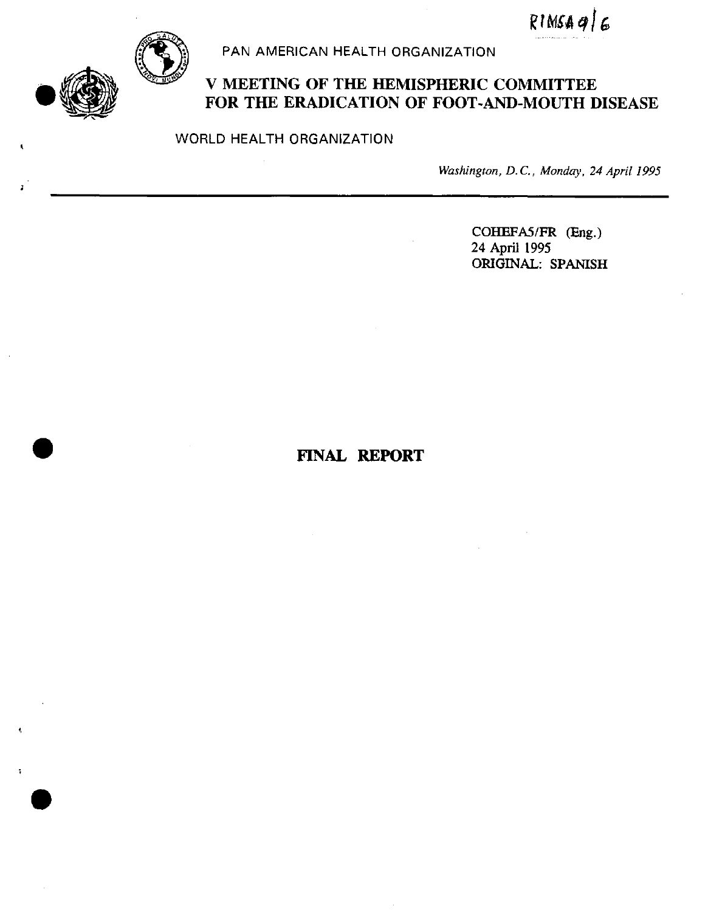RIMSA 9/6

PAN AMERICAN HEALTH ORGANIZATION

# V MEETING OF THE HEMISPHERIC COMMITTEE FOR THE ERADICATION OF FOOT-AND-MOUTH DISEASE

WORLD HEALTH ORGANIZATION

*Washington, D.C., Monday, 24 April 1995*

COHEFA5/FR (Eng.)
24 April 1995
ORIGINAL: SPANISH

# FINAL REPORT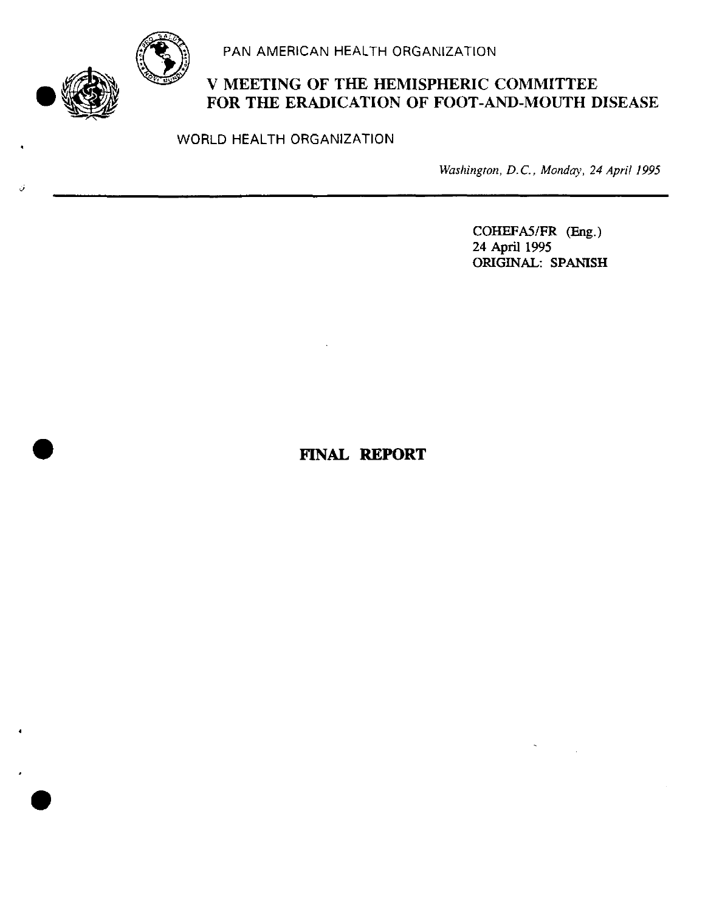PAN AMERICAN HEALTH ORGANIZATION

# V MEETING OF THE HEMISPHERIC COMMITTEE FOR THE ERADICATION OF FOOT-AND-MOUTH DISEASE

WORLD HEALTH ORGANIZATION

*Washington, D.C., Monday, 24 April 1995*

---

COHEFA5/FR (Eng.)
24 April 1995
ORIGINAL: SPANISH

# FINAL REPORT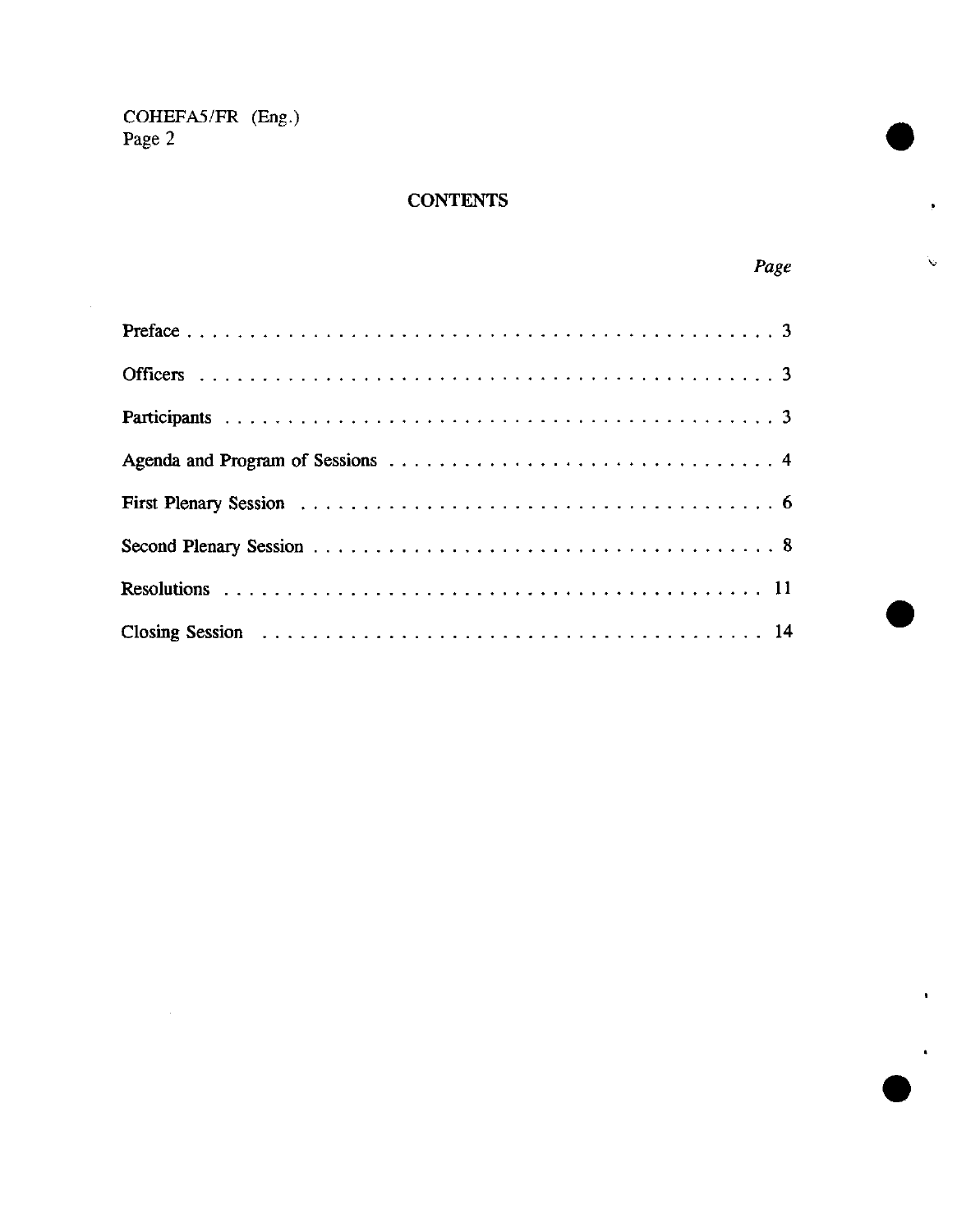# CONTENTS

| | Page |
|---|---|
| Preface | 3 |
| Officers | 3 |
| Participants | 3 |
| Agenda and Program of Sessions | 4 |
| First Plenary Session | 6 |
| Second Plenary Session | 8 |
| Resolutions | 11 |
| Closing Session | 14 |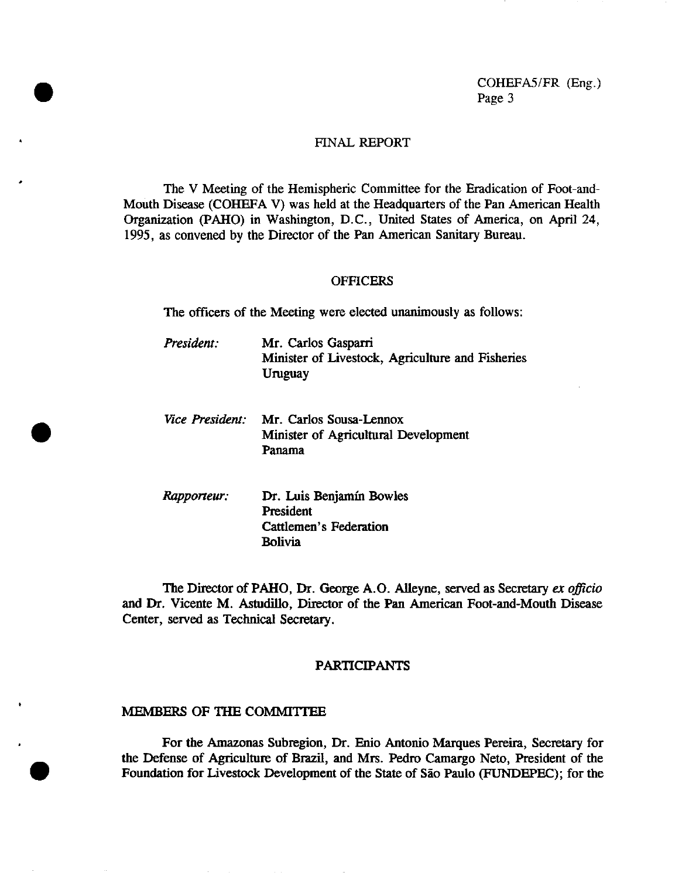# FINAL REPORT

The V Meeting of the Hemispheric Committee for the Eradication of Foot-and-Mouth Disease (COHEFA V) was held at the Headquarters of the Pan American Health Organization (PAHO) in Washington, D.C., United States of America, on April 24, 1995, as convened by the Director of the Pan American Sanitary Bureau.

## OFFICERS

The officers of the Meeting were elected unanimously as follows:

| | |
|---|---|
| *President:* | Mr. Carlos Gasparri<br>Minister of Livestock, Agriculture and Fisheries<br>Uruguay |
| *Vice President:* | Mr. Carlos Sousa-Lennox<br>Minister of Agricultural Development<br>Panama |
| *Rapporteur:* | Dr. Luis Benjamín Bowles<br>President<br>Cattlemen's Federation<br>Bolivia |

The Director of PAHO, Dr. George A.O. Alleyne, served as Secretary *ex officio* and Dr. Vicente M. Astudillo, Director of the Pan American Foot-and-Mouth Disease Center, served as Technical Secretary.

## PARTICIPANTS

### MEMBERS OF THE COMMITTEE

For the Amazonas Subregion, Dr. Enio Antonio Marques Pereira, Secretary for the Defense of Agriculture of Brazil, and Mrs. Pedro Camargo Neto, President of the Foundation for Livestock Development of the State of São Paulo (FUNDEPEC); for the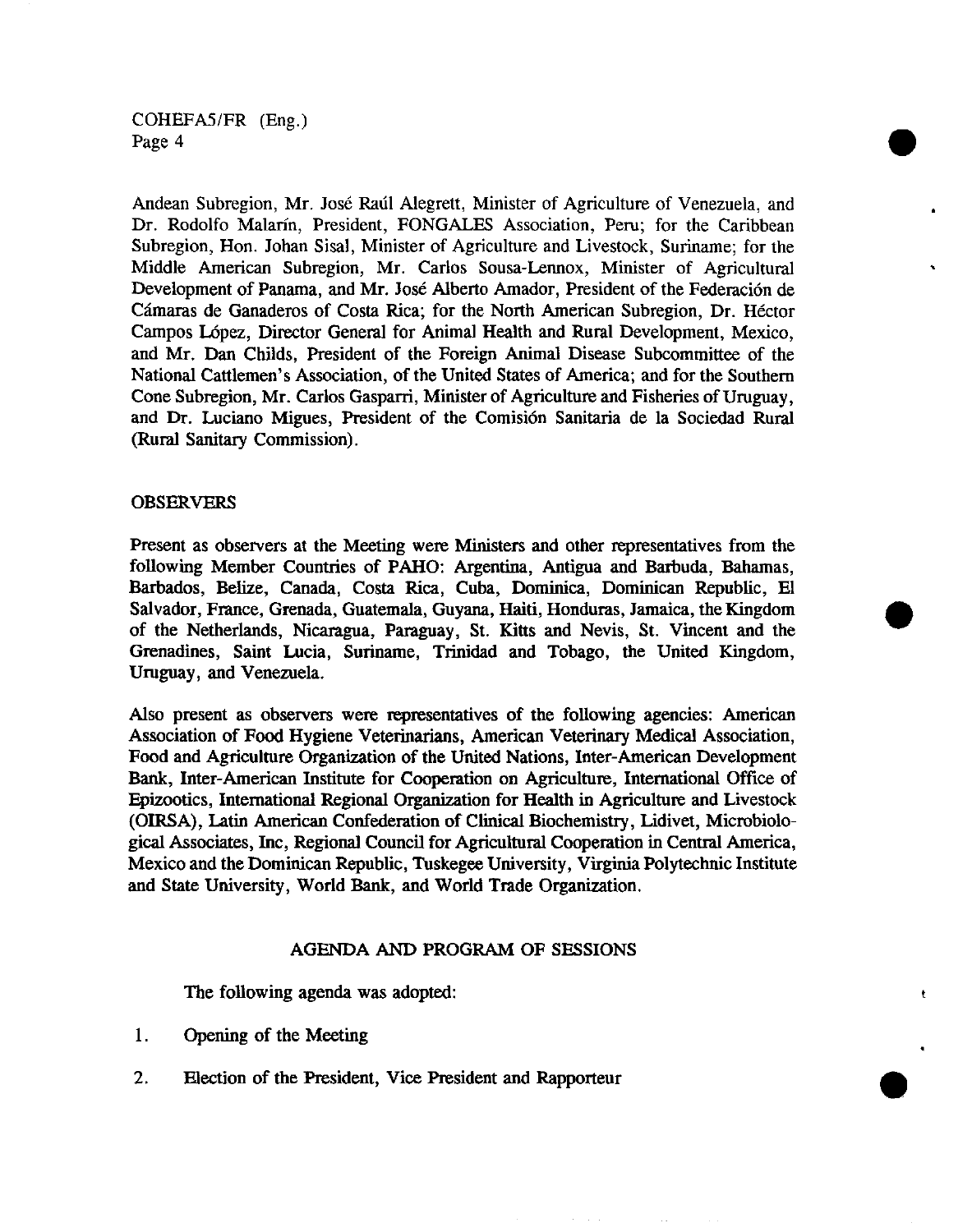Andean Subregion, Mr. José Raúl Alegrett, Minister of Agriculture of Venezuela, and Dr. Rodolfo Malarín, President, FONGALES Association, Peru; for the Caribbean Subregion, Hon. Johan Sisal, Minister of Agriculture and Livestock, Suriname; for the Middle American Subregion, Mr. Carlos Sousa-Lennox, Minister of Agricultural Development of Panama, and Mr. José Alberto Amador, President of the Federación de Cámaras de Ganaderos of Costa Rica; for the North American Subregion, Dr. Héctor Campos López, Director General for Animal Health and Rural Development, Mexico, and Mr. Dan Childs, President of the Foreign Animal Disease Subcommittee of the National Cattlemen's Association, of the United States of America; and for the Southern Cone Subregion, Mr. Carlos Gasparri, Minister of Agriculture and Fisheries of Uruguay, and Dr. Luciano Migues, President of the Comisión Sanitaria de la Sociedad Rural (Rural Sanitary Commission).

## OBSERVERS

Present as observers at the Meeting were Ministers and other representatives from the following Member Countries of PAHO: Argentina, Antigua and Barbuda, Bahamas, Barbados, Belize, Canada, Costa Rica, Cuba, Dominica, Dominican Republic, El Salvador, France, Grenada, Guatemala, Guyana, Haiti, Honduras, Jamaica, the Kingdom of the Netherlands, Nicaragua, Paraguay, St. Kitts and Nevis, St. Vincent and the Grenadines, Saint Lucia, Suriname, Trinidad and Tobago, the United Kingdom, Uruguay, and Venezuela.

Also present as observers were representatives of the following agencies: American Association of Food Hygiene Veterinarians, American Veterinary Medical Association, Food and Agriculture Organization of the United Nations, Inter-American Development Bank, Inter-American Institute for Cooperation on Agriculture, International Office of Epizootics, International Regional Organization for Health in Agriculture and Livestock (OIRSA), Latin American Confederation of Clinical Biochemistry, Lidivet, Microbiological Associates, Inc, Regional Council for Agricultural Cooperation in Central America, Mexico and the Dominican Republic, Tuskegee University, Virginia Polytechnic Institute and State University, World Bank, and World Trade Organization.

## AGENDA AND PROGRAM OF SESSIONS

The following agenda was adopted:

1. Opening of the Meeting
2. Election of the President, Vice President and Rapporteur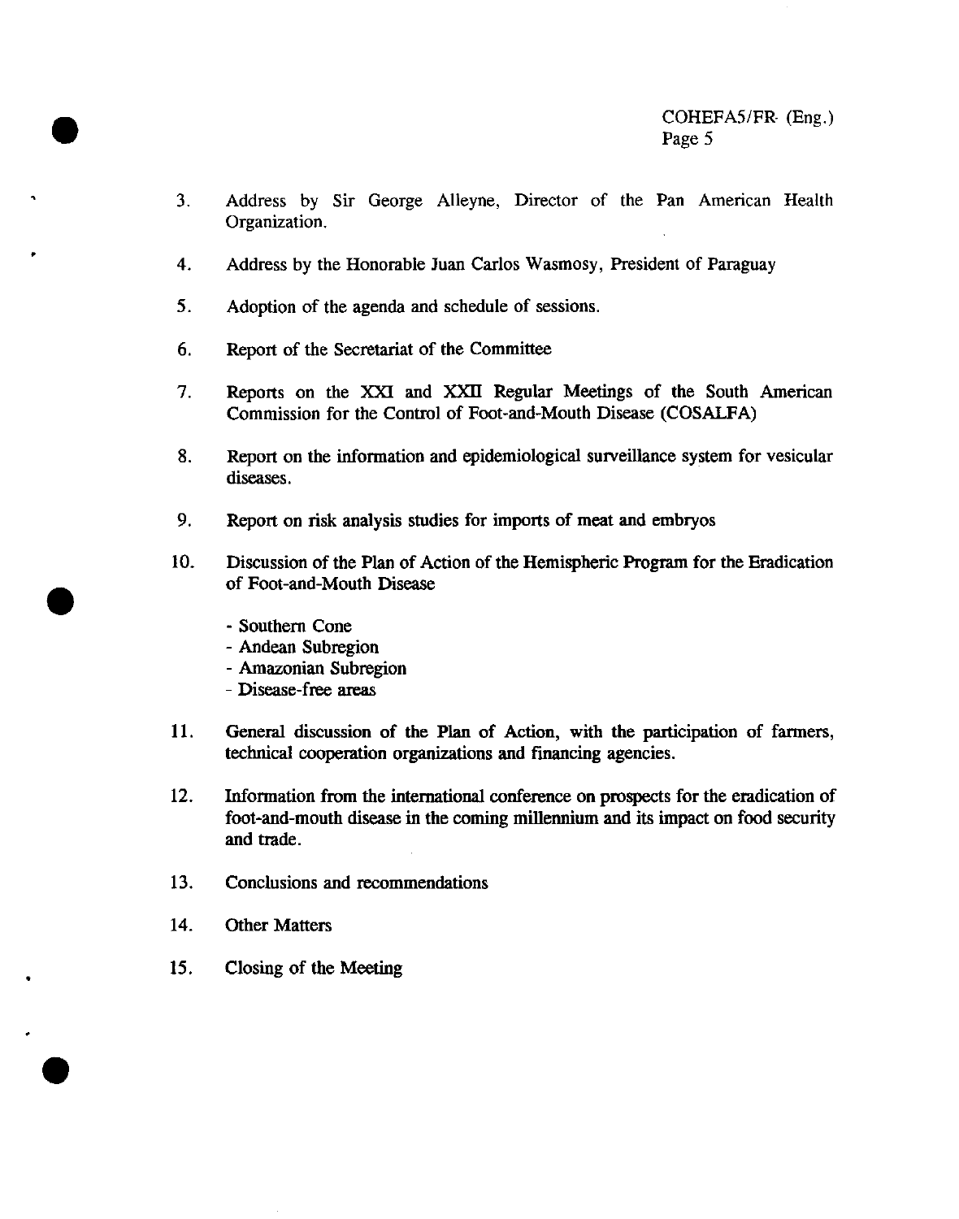3. Address by Sir George Alleyne, Director of the Pan American Health Organization.

4. Address by the Honorable Juan Carlos Wasmosy, President of Paraguay

5. Adoption of the agenda and schedule of sessions.

6. Report of the Secretariat of the Committee

7. Reports on the XXI and XXII Regular Meetings of the South American Commission for the Control of Foot-and-Mouth Disease (COSALFA)

8. Report on the information and epidemiological surveillance system for vesicular diseases.

9. Report on risk analysis studies for imports of meat and embryos

10. Discussion of the Plan of Action of the Hemispheric Program for the Eradication of Foot-and-Mouth Disease

    - Southern Cone
    - Andean Subregion
    - Amazonian Subregion
    - Disease-free areas

11. General discussion of the Plan of Action, with the participation of farmers, technical cooperation organizations and financing agencies.

12. Information from the international conference on prospects for the eradication of foot-and-mouth disease in the coming millennium and its impact on food security and trade.

13. Conclusions and recommendations

14. Other Matters

15. Closing of the Meeting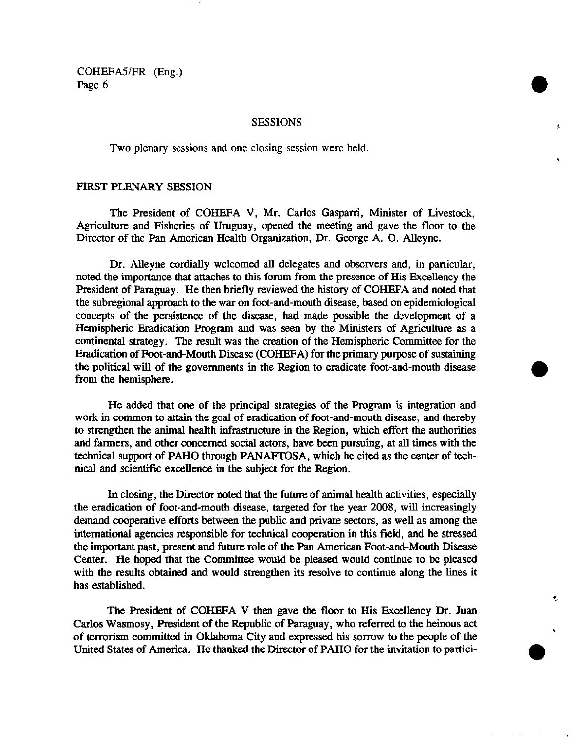## SESSIONS

Two plenary sessions and one closing session were held.

### FIRST PLENARY SESSION

The President of COHEFA V, Mr. Carlos Gasparri, Minister of Livestock, Agriculture and Fisheries of Uruguay, opened the meeting and gave the floor to the Director of the Pan American Health Organization, Dr. George A. O. Alleyne.

Dr. Alleyne cordially welcomed all delegates and observers and, in particular, noted the importance that attaches to this forum from the presence of His Excellency the President of Paraguay. He then briefly reviewed the history of COHEFA and noted that the subregional approach to the war on foot-and-mouth disease, based on epidemiological concepts of the persistence of the disease, had made possible the development of a Hemispheric Eradication Program and was seen by the Ministers of Agriculture as a continental strategy. The result was the creation of the Hemispheric Committee for the Eradication of Foot-and-Mouth Disease (COHEFA) for the primary purpose of sustaining the political will of the governments in the Region to eradicate foot-and-mouth disease from the hemisphere.

He added that one of the principal strategies of the Program is integration and work in common to attain the goal of eradication of foot-and-mouth disease, and thereby to strengthen the animal health infrastructure in the Region, which effort the authorities and farmers, and other concerned social actors, have been pursuing, at all times with the technical support of PAHO through PANAFTOSA, which he cited as the center of technical and scientific excellence in the subject for the Region.

In closing, the Director noted that the future of animal health activities, especially the eradication of foot-and-mouth disease, targeted for the year 2008, will increasingly demand cooperative efforts between the public and private sectors, as well as among the international agencies responsible for technical cooperation in this field, and he stressed the important past, present and future role of the Pan American Foot-and-Mouth Disease Center. He hoped that the Committee would be pleased would continue to be pleased with the results obtained and would strengthen its resolve to continue along the lines it has established.

The President of COHEFA V then gave the floor to His Excellency Dr. Juan Carlos Wasmosy, President of the Republic of Paraguay, who referred to the heinous act of terrorism committed in Oklahoma City and expressed his sorrow to the people of the United States of America. He thanked the Director of PAHO for the invitation to partici-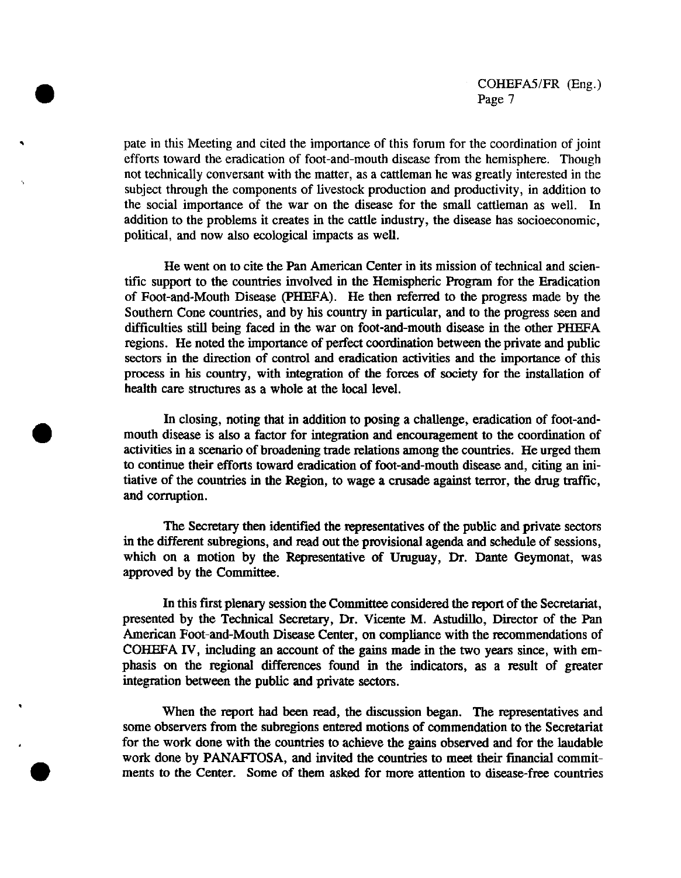pate in this Meeting and cited the importance of this forum for the coordination of joint efforts toward the eradication of foot-and-mouth disease from the hemisphere. Though not technically conversant with the matter, as a cattleman he was greatly interested in the subject through the components of livestock production and productivity, in addition to the social importance of the war on the disease for the small cattleman as well. In addition to the problems it creates in the cattle industry, the disease has socioeconomic, political, and now also ecological impacts as well.

He went on to cite the Pan American Center in its mission of technical and scientific support to the countries involved in the Hemispheric Program for the Eradication of Foot-and-Mouth Disease (PHEFA). He then referred to the progress made by the Southern Cone countries, and by his country in particular, and to the progress seen and difficulties still being faced in the war on foot-and-mouth disease in the other PHEFA regions. He noted the importance of perfect coordination between the private and public sectors in the direction of control and eradication activities and the importance of this process in his country, with integration of the forces of society for the installation of health care structures as a whole at the local level.

In closing, noting that in addition to posing a challenge, eradication of foot-and-mouth disease is also a factor for integration and encouragement to the coordination of activities in a scenario of broadening trade relations among the countries. He urged them to continue their efforts toward eradication of foot-and-mouth disease and, citing an initiative of the countries in the Region, to wage a crusade against terror, the drug traffic, and corruption.

The Secretary then identified the representatives of the public and private sectors in the different subregions, and read out the provisional agenda and schedule of sessions, which on a motion by the Representative of Uruguay, Dr. Dante Geymonat, was approved by the Committee.

In this first plenary session the Committee considered the report of the Secretariat, presented by the Technical Secretary, Dr. Vicente M. Astudillo, Director of the Pan American Foot-and-Mouth Disease Center, on compliance with the recommendations of COHEFA IV, including an account of the gains made in the two years since, with emphasis on the regional differences found in the indicators, as a result of greater integration between the public and private sectors.

When the report had been read, the discussion began. The representatives and some observers from the subregions entered motions of commendation to the Secretariat for the work done with the countries to achieve the gains observed and for the laudable work done by PANAFTOSA, and invited the countries to meet their financial commitments to the Center. Some of them asked for more attention to disease-free countries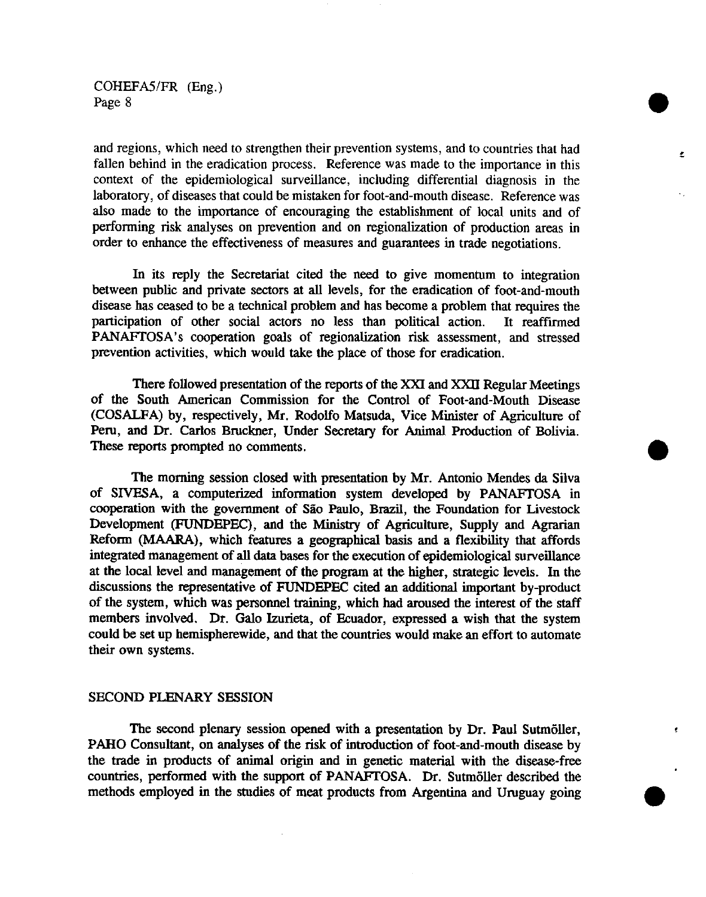and regions, which need to strengthen their prevention systems, and to countries that had fallen behind in the eradication process. Reference was made to the importance in this context of the epidemiological surveillance, including differential diagnosis in the laboratory, of diseases that could be mistaken for foot-and-mouth disease. Reference was also made to the importance of encouraging the establishment of local units and of performing risk analyses on prevention and on regionalization of production areas in order to enhance the effectiveness of measures and guarantees in trade negotiations.

In its reply the Secretariat cited the need to give momentum to integration between public and private sectors at all levels, for the eradication of foot-and-mouth disease has ceased to be a technical problem and has become a problem that requires the participation of other social actors no less than political action. It reaffirmed PANAFTOSA's cooperation goals of regionalization risk assessment, and stressed prevention activities, which would take the place of those for eradication.

There followed presentation of the reports of the XXI and XXII Regular Meetings of the South American Commission for the Control of Foot-and-Mouth Disease (COSALFA) by, respectively, Mr. Rodolfo Matsuda, Vice Minister of Agriculture of Peru, and Dr. Carlos Bruckner, Under Secretary for Animal Production of Bolivia. These reports prompted no comments.

The morning session closed with presentation by Mr. Antonio Mendes da Silva of SIVESA, a computerized information system developed by PANAFTOSA in cooperation with the government of São Paulo, Brazil, the Foundation for Livestock Development (FUNDEPEC), and the Ministry of Agriculture, Supply and Agrarian Reform (MAARA), which features a geographical basis and a flexibility that affords integrated management of all data bases for the execution of epidemiological surveillance at the local level and management of the program at the higher, strategic levels. In the discussions the representative of FUNDEPEC cited an additional important by-product of the system, which was personnel training, which had aroused the interest of the staff members involved. Dr. Galo Izurieta, of Ecuador, expressed a wish that the system could be set up hemispherewide, and that the countries would make an effort to automate their own systems.

## SECOND PLENARY SESSION

The second plenary session opened with a presentation by Dr. Paul Sutmöller, PAHO Consultant, on analyses of the risk of introduction of foot-and-mouth disease by the trade in products of animal origin and in genetic material with the disease-free countries, performed with the support of PANAFTOSA. Dr. Sutmöller described the methods employed in the studies of meat products from Argentina and Uruguay going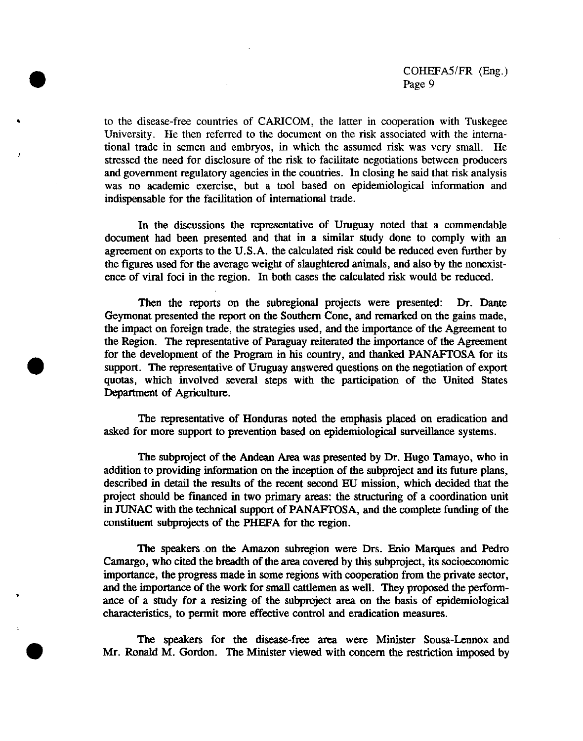to the disease-free countries of CARICOM, the latter in cooperation with Tuskegee University. He then referred to the document on the risk associated with the international trade in semen and embryos, in which the assumed risk was very small. He stressed the need for disclosure of the risk to facilitate negotiations between producers and government regulatory agencies in the countries. In closing he said that risk analysis was no academic exercise, but a tool based on epidemiological information and indispensable for the facilitation of international trade.

In the discussions the representative of Uruguay noted that a commendable document had been presented and that in a similar study done to comply with an agreement on exports to the U.S.A. the calculated risk could be reduced even further by the figures used for the average weight of slaughtered animals, and also by the nonexistence of viral foci in the region. In both cases the calculated risk would be reduced.

Then the reports on the subregional projects were presented: Dr. Dante Geymonat presented the report on the Southern Cone, and remarked on the gains made, the impact on foreign trade, the strategies used, and the importance of the Agreement to the Region. The representative of Paraguay reiterated the importance of the Agreement for the development of the Program in his country, and thanked PANAFTOSA for its support. The representative of Uruguay answered questions on the negotiation of export quotas, which involved several steps with the participation of the United States Department of Agriculture.

The representative of Honduras noted the emphasis placed on eradication and asked for more support to prevention based on epidemiological surveillance systems.

The subproject of the Andean Area was presented by Dr. Hugo Tamayo, who in addition to providing information on the inception of the subproject and its future plans, described in detail the results of the recent second EU mission, which decided that the project should be financed in two primary areas: the structuring of a coordination unit in JUNAC with the technical support of PANAFTOSA, and the complete funding of the constituent subprojects of the PHEFA for the region.

The speakers on the Amazon subregion were Drs. Enio Marques and Pedro Camargo, who cited the breadth of the area covered by this subproject, its socioeconomic importance, the progress made in some regions with cooperation from the private sector, and the importance of the work for small cattlemen as well. They proposed the performance of a study for a resizing of the subproject area on the basis of epidemiological characteristics, to permit more effective control and eradication measures.

The speakers for the disease-free area were Minister Sousa-Lennox and Mr. Ronald M. Gordon. The Minister viewed with concern the restriction imposed by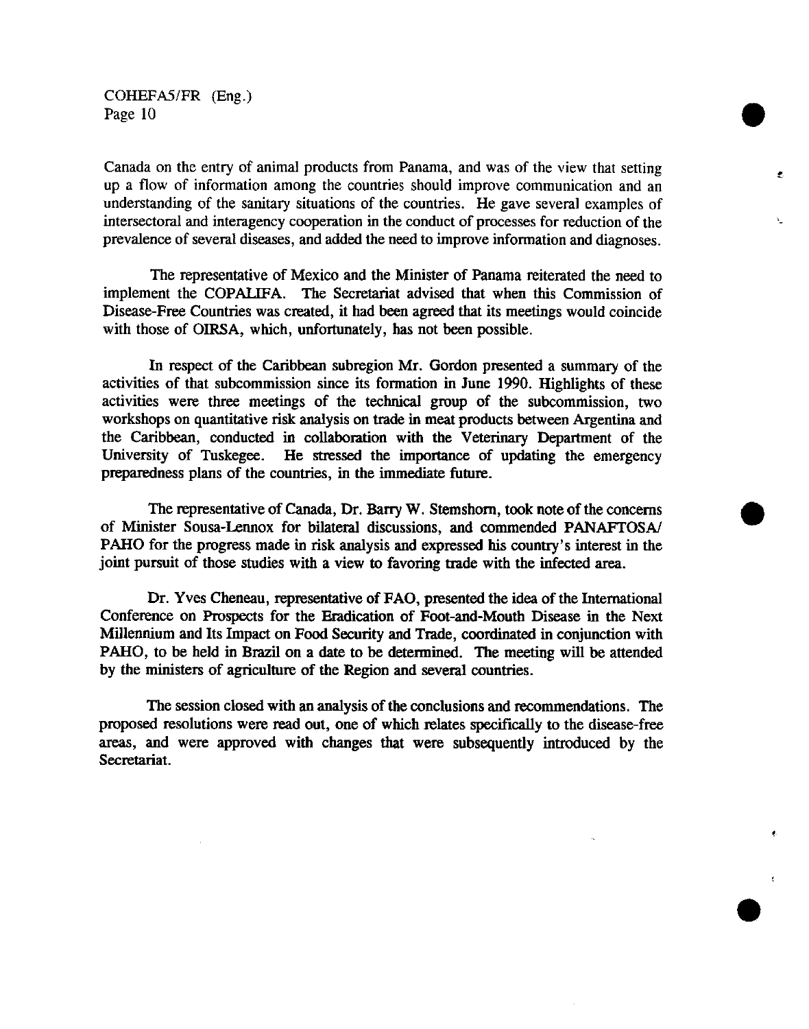Canada on the entry of animal products from Panama, and was of the view that setting up a flow of information among the countries should improve communication and an understanding of the sanitary situations of the countries. He gave several examples of intersectoral and interagency cooperation in the conduct of processes for reduction of the prevalence of several diseases, and added the need to improve information and diagnoses.

The representative of Mexico and the Minister of Panama reiterated the need to implement the COPALIFA. The Secretariat advised that when this Commission of Disease-Free Countries was created, it had been agreed that its meetings would coincide with those of OIRSA, which, unfortunately, has not been possible.

In respect of the Caribbean subregion Mr. Gordon presented a summary of the activities of that subcommission since its formation in June 1990. Highlights of these activities were three meetings of the technical group of the subcommission, two workshops on quantitative risk analysis on trade in meat products between Argentina and the Caribbean, conducted in collaboration with the Veterinary Department of the University of Tuskegee. He stressed the importance of updating the emergency preparedness plans of the countries, in the immediate future.

The representative of Canada, Dr. Barry W. Stemshorn, took note of the concerns of Minister Sousa-Lennox for bilateral discussions, and commended PANAFTOSA/PAHO for the progress made in risk analysis and expressed his country's interest in the joint pursuit of those studies with a view to favoring trade with the infected area.

Dr. Yves Cheneau, representative of FAO, presented the idea of the International Conference on Prospects for the Eradication of Foot-and-Mouth Disease in the Next Millennium and Its Impact on Food Security and Trade, coordinated in conjunction with PAHO, to be held in Brazil on a date to be determined. The meeting will be attended by the ministers of agriculture of the Region and several countries.

The session closed with an analysis of the conclusions and recommendations. The proposed resolutions were read out, one of which relates specifically to the disease-free areas, and were approved with changes that were subsequently introduced by the Secretariat.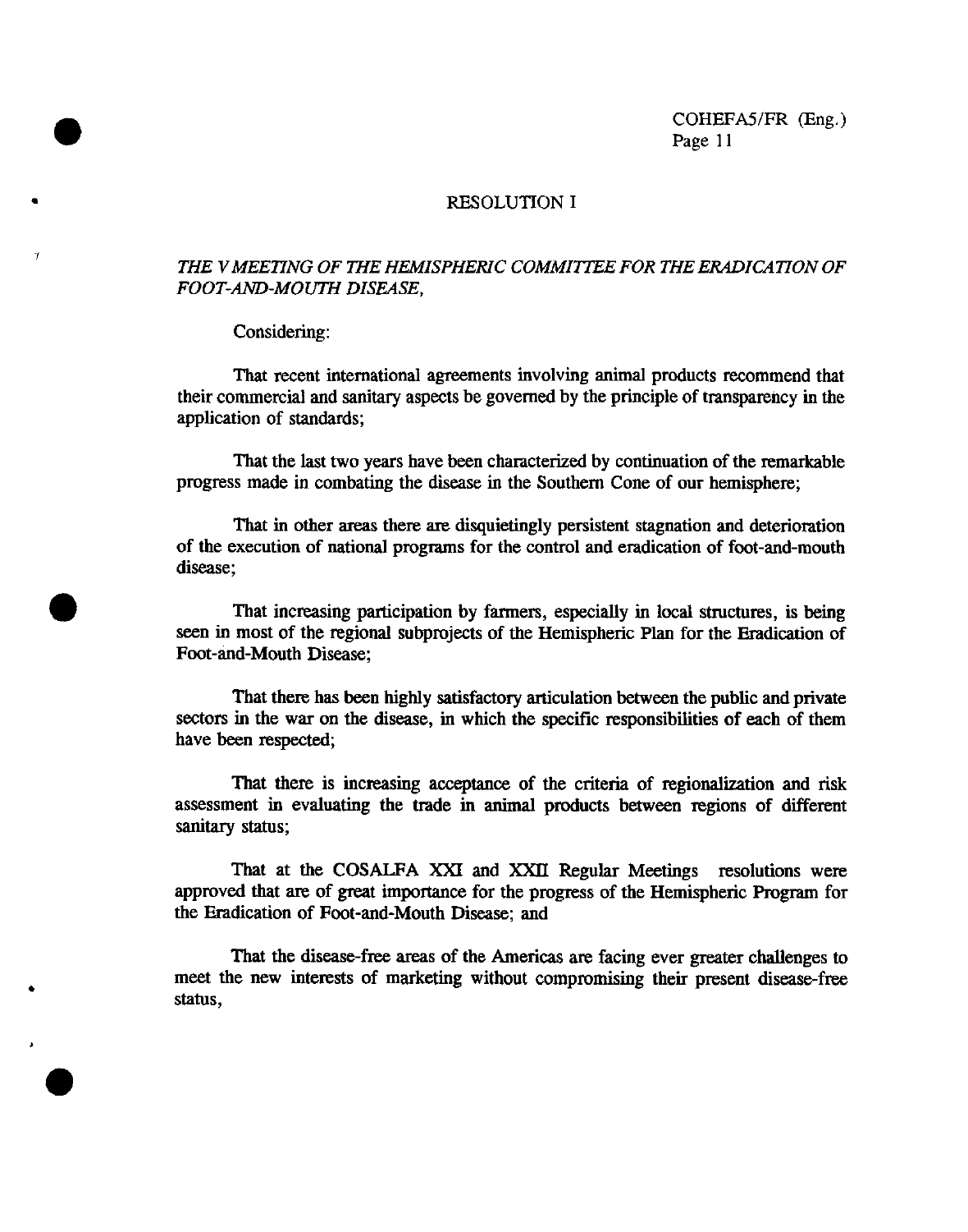## RESOLUTION I

*THE V MEETING OF THE HEMISPHERIC COMMITTEE FOR THE ERADICATION OF FOOT-AND-MOUTH DISEASE,*

Considering:

That recent international agreements involving animal products recommend that their commercial and sanitary aspects be governed by the principle of transparency in the application of standards;

That the last two years have been characterized by continuation of the remarkable progress made in combating the disease in the Southern Cone of our hemisphere;

That in other areas there are disquietingly persistent stagnation and deterioration of the execution of national programs for the control and eradication of foot-and-mouth disease;

That increasing participation by farmers, especially in local structures, is being seen in most of the regional subprojects of the Hemispheric Plan for the Eradication of Foot-and-Mouth Disease;

That there has been highly satisfactory articulation between the public and private sectors in the war on the disease, in which the specific responsibilities of each of them have been respected;

That there is increasing acceptance of the criteria of regionalization and risk assessment in evaluating the trade in animal products between regions of different sanitary status;

That at the COSALFA XXI and XXII Regular Meetings resolutions were approved that are of great importance for the progress of the Hemispheric Program for the Eradication of Foot-and-Mouth Disease; and

That the disease-free areas of the Americas are facing ever greater challenges to meet the new interests of marketing without compromising their present disease-free status,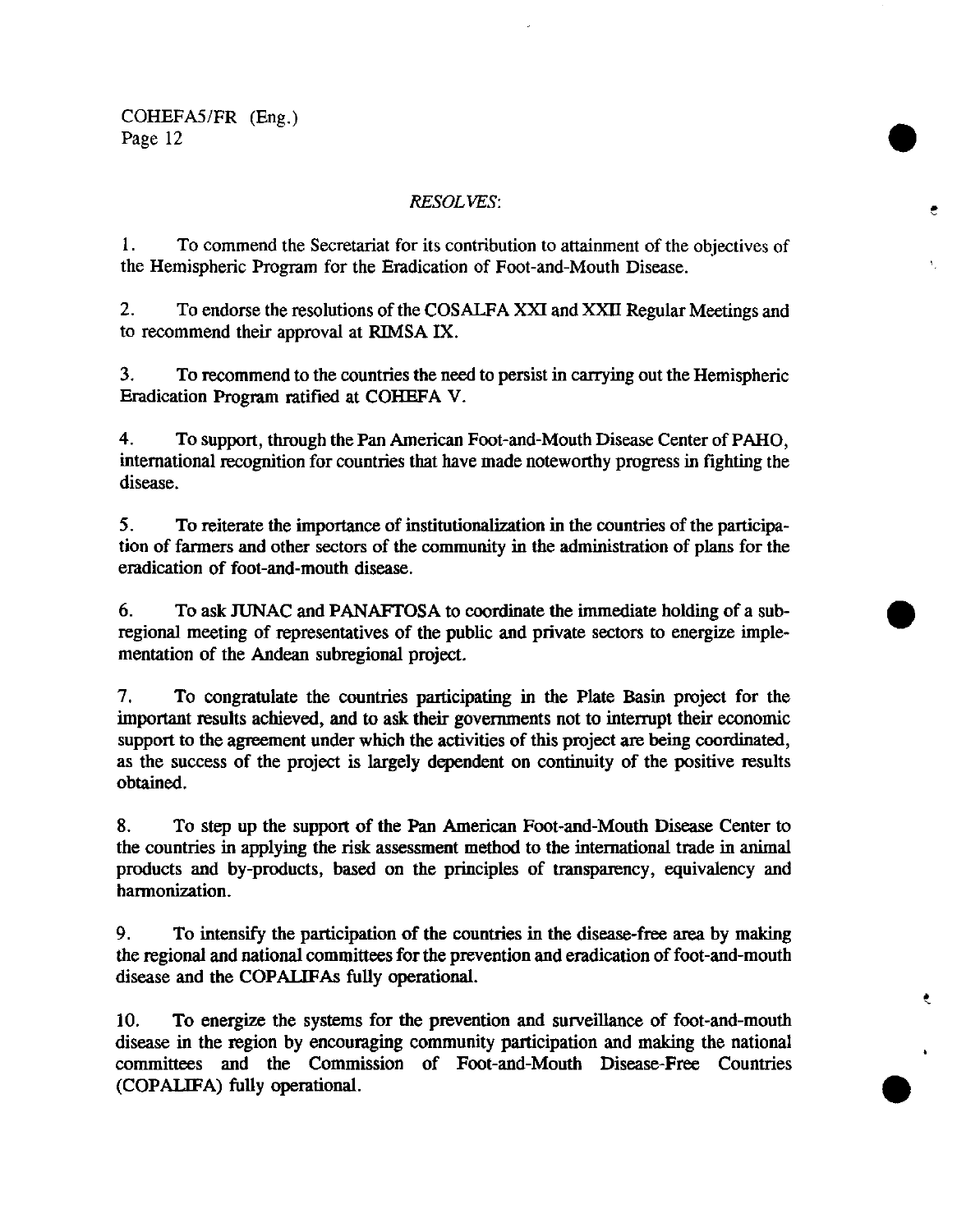*RESOLVES*:

1. To commend the Secretariat for its contribution to attainment of the objectives of the Hemispheric Program for the Eradication of Foot-and-Mouth Disease.

2. To endorse the resolutions of the COSALFA XXI and XXII Regular Meetings and to recommend their approval at RIMSA IX.

3. To recommend to the countries the need to persist in carrying out the Hemispheric Eradication Program ratified at COHEFA V.

4. To support, through the Pan American Foot-and-Mouth Disease Center of PAHO, international recognition for countries that have made noteworthy progress in fighting the disease.

5. To reiterate the importance of institutionalization in the countries of the participation of farmers and other sectors of the community in the administration of plans for the eradication of foot-and-mouth disease.

6. To ask JUNAC and PANAFTOSA to coordinate the immediate holding of a subregional meeting of representatives of the public and private sectors to energize implementation of the Andean subregional project.

7. To congratulate the countries participating in the Plate Basin project for the important results achieved, and to ask their governments not to interrupt their economic support to the agreement under which the activities of this project are being coordinated, as the success of the project is largely dependent on continuity of the positive results obtained.

8. To step up the support of the Pan American Foot-and-Mouth Disease Center to the countries in applying the risk assessment method to the international trade in animal products and by-products, based on the principles of transparency, equivalency and harmonization.

9. To intensify the participation of the countries in the disease-free area by making the regional and national committees for the prevention and eradication of foot-and-mouth disease and the COPALIFAs fully operational.

10. To energize the systems for the prevention and surveillance of foot-and-mouth disease in the region by encouraging community participation and making the national committees and the Commission of Foot-and-Mouth Disease-Free Countries (COPALIFA) fully operational.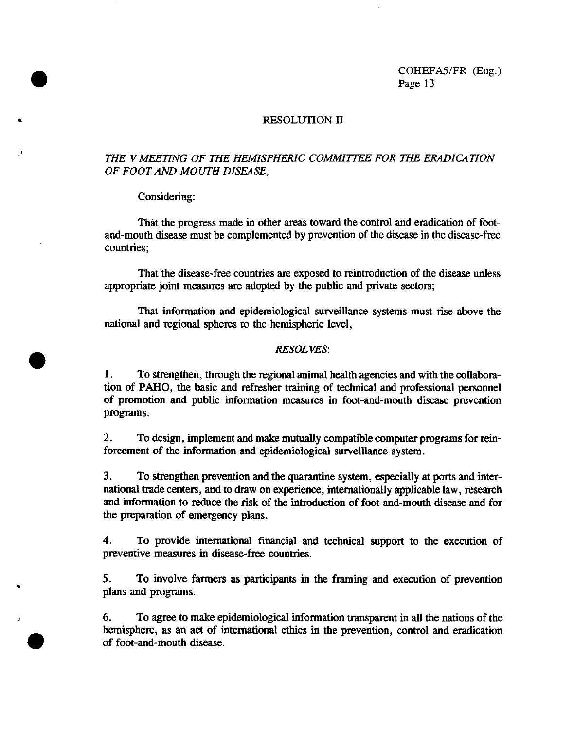## RESOLUTION II

*THE V MEETING OF THE HEMISPHERIC COMMITTEE FOR THE ERADICATION OF FOOT-AND-MOUTH DISEASE,*

Considering:

That the progress made in other areas toward the control and eradication of foot-and-mouth disease must be complemented by prevention of the disease in the disease-free countries;

That the disease-free countries are exposed to reintroduction of the disease unless appropriate joint measures are adopted by the public and private sectors;

That information and epidemiological surveillance systems must rise above the national and regional spheres to the hemispheric level,

*RESOLVES*:

1. To strengthen, through the regional animal health agencies and with the collaboration of PAHO, the basic and refresher training of technical and professional personnel of promotion and public information measures in foot-and-mouth disease prevention programs.

2. To design, implement and make mutually compatible computer programs for reinforcement of the information and epidemiological surveillance system.

3. To strengthen prevention and the quarantine system, especially at ports and international trade centers, and to draw on experience, internationally applicable law, research and information to reduce the risk of the introduction of foot-and-mouth disease and for the preparation of emergency plans.

4. To provide international financial and technical support to the execution of preventive measures in disease-free countries.

5. To involve farmers as participants in the framing and execution of prevention plans and programs.

6. To agree to make epidemiological information transparent in all the nations of the hemisphere, as an act of international ethics in the prevention, control and eradication of foot-and-mouth disease.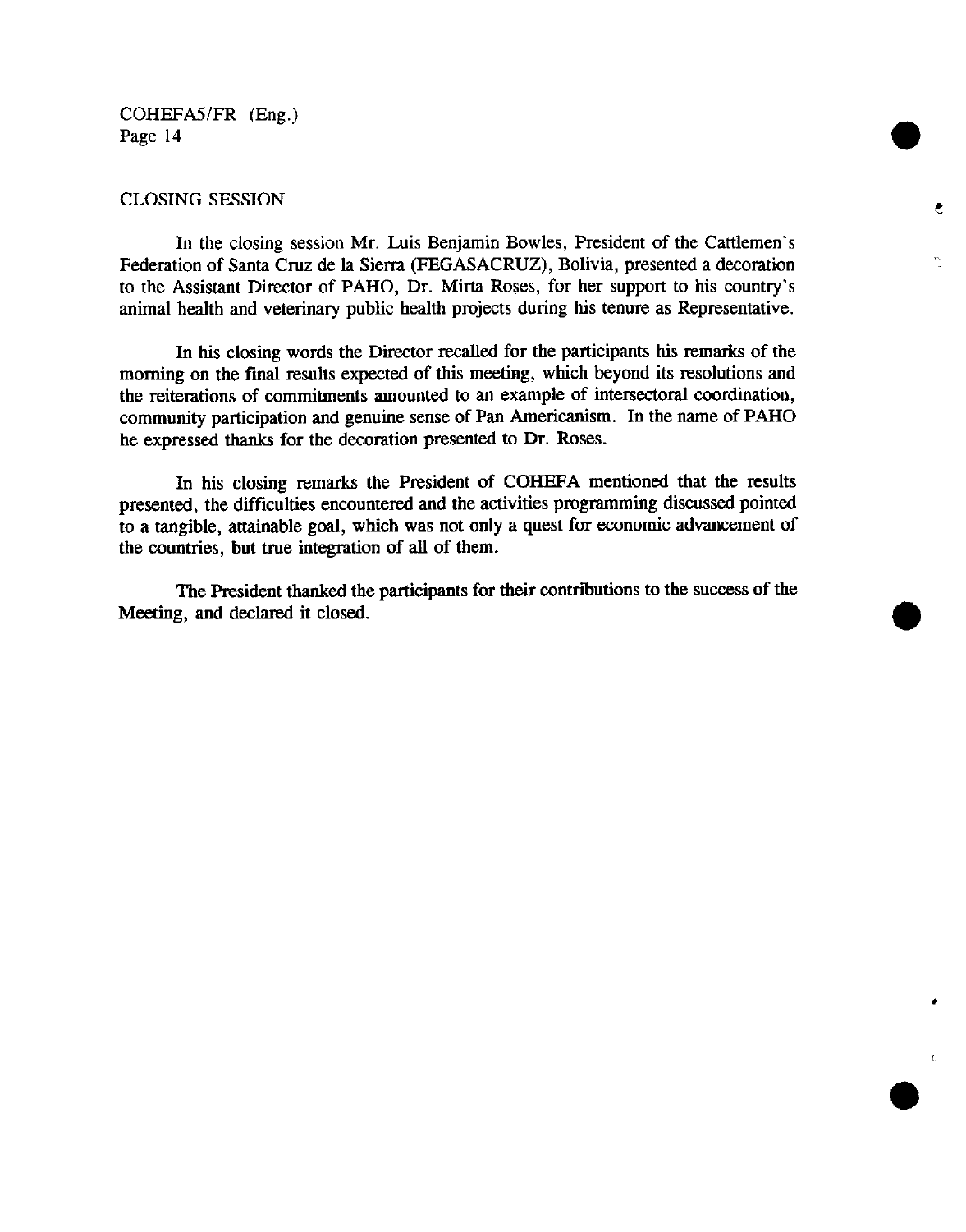## CLOSING SESSION

In the closing session Mr. Luis Benjamin Bowles, President of the Cattlemen's Federation of Santa Cruz de la Sierra (FEGASACRUZ), Bolivia, presented a decoration to the Assistant Director of PAHO, Dr. Mirta Roses, for her support to his country's animal health and veterinary public health projects during his tenure as Representative.

In his closing words the Director recalled for the participants his remarks of the morning on the final results expected of this meeting, which beyond its resolutions and the reiterations of commitments amounted to an example of intersectoral coordination, community participation and genuine sense of Pan Americanism. In the name of PAHO he expressed thanks for the decoration presented to Dr. Roses.

In his closing remarks the President of COHEFA mentioned that the results presented, the difficulties encountered and the activities programming discussed pointed to a tangible, attainable goal, which was not only a quest for economic advancement of the countries, but true integration of all of them.

The President thanked the participants for their contributions to the success of the Meeting, and declared it closed.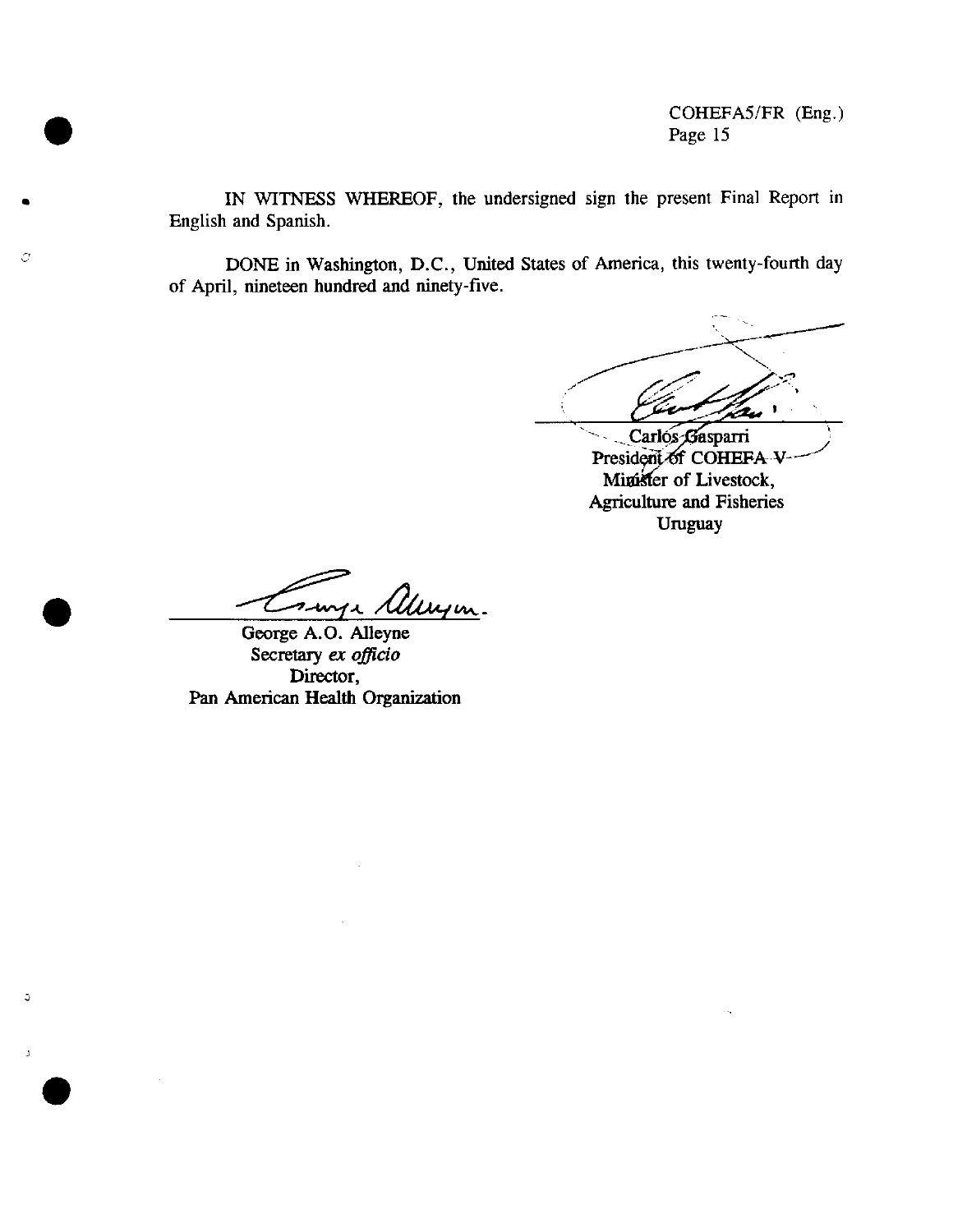IN WITNESS WHEREOF, the undersigned sign the present Final Report in English and Spanish.

DONE in Washington, D.C., United States of America, this twenty-fourth day of April, nineteen hundred and ninety-five.

Carlos Gasparri
President of COHEFA V
Minister of Livestock,
Agriculture and Fisheries
Uruguay

George A.O. Alleyne
Secretary *ex officio*
Director,
Pan American Health Organization